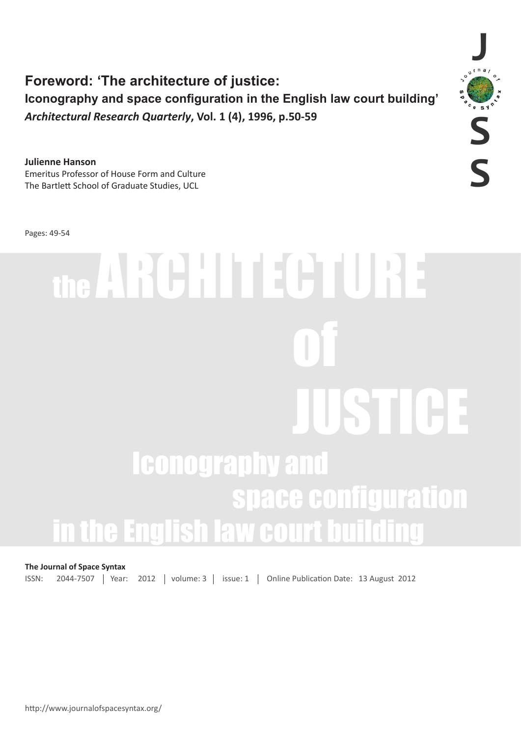# Foreword: 'The architecture of justice: Iconography and space configuration in the English law court building'

***Architectural Research Quarterly*, Vol. 1 (4), 1996, p.50-59**

**Julienne Hanson**
Emeritus Professor of House Form and Culture
The Bartlett School of Graduate Studies, UCL

Pages: 49-54

# the ARCHITECTURE of JUSTICE

## Iconography and space configuration in the English law court building

**The Journal of Space Syntax**
ISSN: 2044-7507 | Year: 2012 | volume: 3 | issue: 1 | Online Publication Date: 13 August 2012

http://www.journalofspacesyntax.org/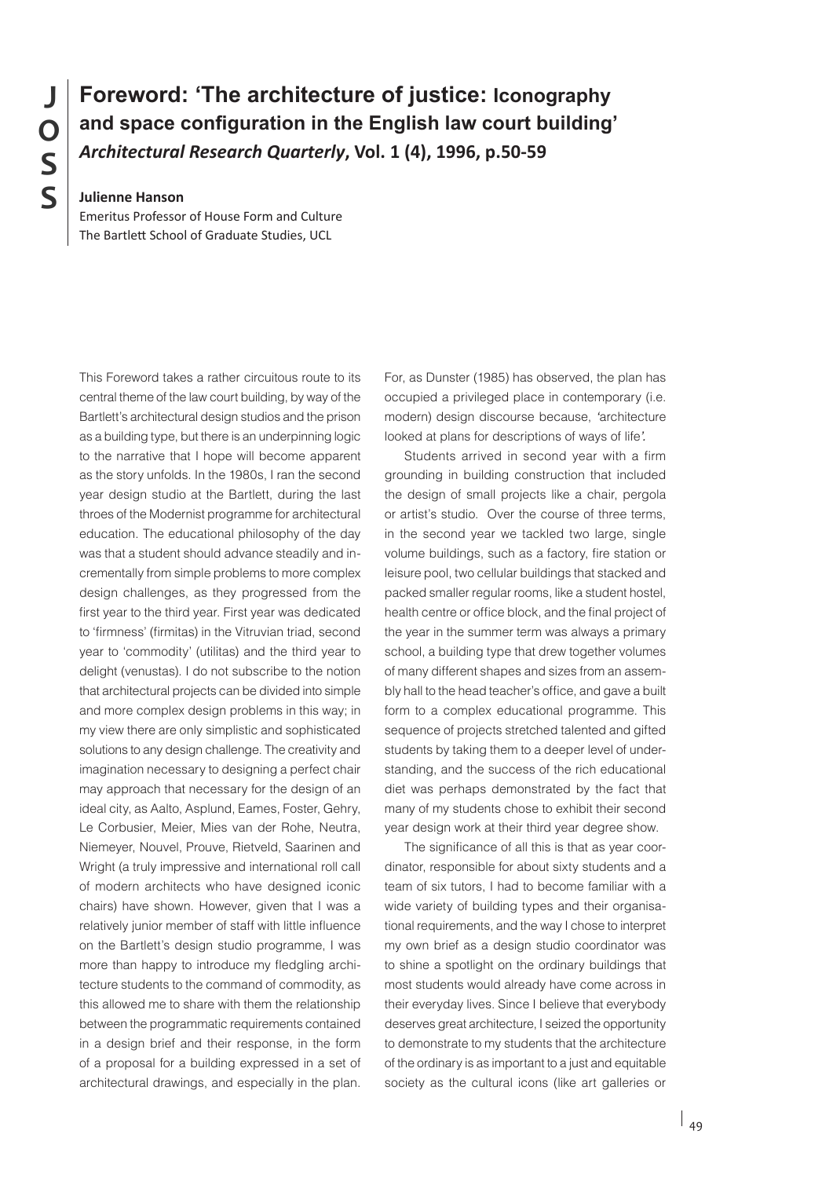# Foreword: 'The architecture of justice: Iconography and space configuration in the English law court building'

***Architectural Research Quarterly*, Vol. 1 (4), 1996, p.50-59**

**Julienne Hanson**

Emeritus Professor of House Form and Culture
The Bartlett School of Graduate Studies, UCL

This Foreword takes a rather circuitous route to its central theme of the law court building, by way of the Bartlett's architectural design studios and the prison as a building type, but there is an underpinning logic to the narrative that I hope will become apparent as the story unfolds. In the 1980s, I ran the second year design studio at the Bartlett, during the last throes of the Modernist programme for architectural education. The educational philosophy of the day was that a student should advance steadily and incrementally from simple problems to more complex design challenges, as they progressed from the first year to the third year. First year was dedicated to 'firmness' (firmitas) in the Vitruvian triad, second year to 'commodity' (utilitas) and the third year to delight (venustas). I do not subscribe to the notion that architectural projects can be divided into simple and more complex design problems in this way; in my view there are only simplistic and sophisticated solutions to any design challenge. The creativity and imagination necessary to designing a perfect chair may approach that necessary for the design of an ideal city, as Aalto, Asplund, Eames, Foster, Gehry, Le Corbusier, Meier, Mies van der Rohe, Neutra, Niemeyer, Nouvel, Prouve, Rietveld, Saarinen and Wright (a truly impressive and international roll call of modern architects who have designed iconic chairs) have shown. However, given that I was a relatively junior member of staff with little influence on the Bartlett's design studio programme, I was more than happy to introduce my fledgling architecture students to the command of commodity, as this allowed me to share with them the relationship between the programmatic requirements contained in a design brief and their response, in the form of a proposal for a building expressed in a set of architectural drawings, and especially in the plan. For, as Dunster (1985) has observed, the plan has occupied a privileged place in contemporary (i.e. modern) design discourse because, *'architecture looked at plans for descriptions of ways of life'.*

Students arrived in second year with a firm grounding in building construction that included the design of small projects like a chair, pergola or artist's studio. Over the course of three terms, in the second year we tackled two large, single volume buildings, such as a factory, fire station or leisure pool, two cellular buildings that stacked and packed smaller regular rooms, like a student hostel, health centre or office block, and the final project of the year in the summer term was always a primary school, a building type that drew together volumes of many different shapes and sizes from an assembly hall to the head teacher's office, and gave a built form to a complex educational programme. This sequence of projects stretched talented and gifted students by taking them to a deeper level of understanding, and the success of the rich educational diet was perhaps demonstrated by the fact that many of my students chose to exhibit their second year design work at their third year degree show.

The significance of all this is that as year coordinator, responsible for about sixty students and a team of six tutors, I had to become familiar with a wide variety of building types and their organisational requirements, and the way I chose to interpret my own brief as a design studio coordinator was to shine a spotlight on the ordinary buildings that most students would already have come across in their everyday lives. Since I believe that everybody deserves great architecture, I seized the opportunity to demonstrate to my students that the architecture of the ordinary is as important to a just and equitable society as the cultural icons (like art galleries or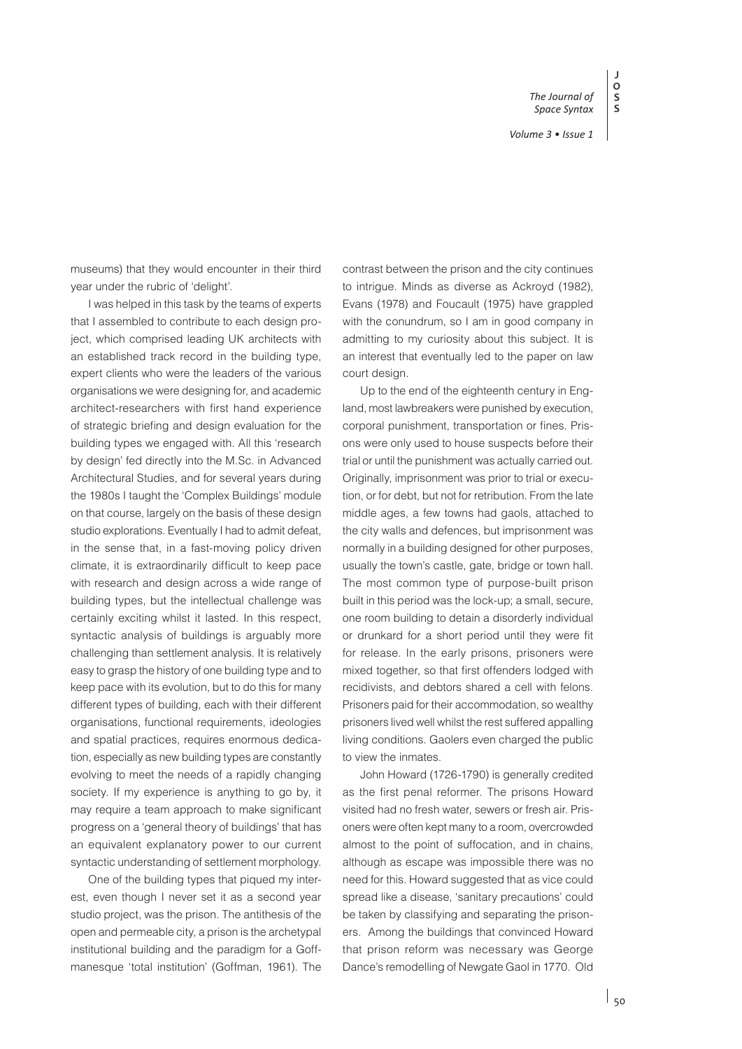museums) that they would encounter in their third year under the rubric of 'delight'.

I was helped in this task by the teams of experts that I assembled to contribute to each design project, which comprised leading UK architects with an established track record in the building type, expert clients who were the leaders of the various organisations we were designing for, and academic architect-researchers with first hand experience of strategic briefing and design evaluation for the building types we engaged with. All this 'research by design' fed directly into the M.Sc. in Advanced Architectural Studies, and for several years during the 1980s I taught the 'Complex Buildings' module on that course, largely on the basis of these design studio explorations. Eventually I had to admit defeat, in the sense that, in a fast-moving policy driven climate, it is extraordinarily difficult to keep pace with research and design across a wide range of building types, but the intellectual challenge was certainly exciting whilst it lasted. In this respect, syntactic analysis of buildings is arguably more challenging than settlement analysis. It is relatively easy to grasp the history of one building type and to keep pace with its evolution, but to do this for many different types of building, each with their different organisations, functional requirements, ideologies and spatial practices, requires enormous dedication, especially as new building types are constantly evolving to meet the needs of a rapidly changing society. If my experience is anything to go by, it may require a team approach to make significant progress on a 'general theory of buildings' that has an equivalent explanatory power to our current syntactic understanding of settlement morphology.

One of the building types that piqued my interest, even though I never set it as a second year studio project, was the prison. The antithesis of the open and permeable city, a prison is the archetypal institutional building and the paradigm for a Goffmanesque 'total institution' (Goffman, 1961). The contrast between the prison and the city continues to intrigue. Minds as diverse as Ackroyd (1982), Evans (1978) and Foucault (1975) have grappled with the conundrum, so I am in good company in admitting to my curiosity about this subject. It is an interest that eventually led to the paper on law court design.

Up to the end of the eighteenth century in England, most lawbreakers were punished by execution, corporal punishment, transportation or fines. Prisons were only used to house suspects before their trial or until the punishment was actually carried out. Originally, imprisonment was prior to trial or execution, or for debt, but not for retribution. From the late middle ages, a few towns had gaols, attached to the city walls and defences, but imprisonment was normally in a building designed for other purposes, usually the town's castle, gate, bridge or town hall. The most common type of purpose-built prison built in this period was the lock-up; a small, secure, one room building to detain a disorderly individual or drunkard for a short period until they were fit for release. In the early prisons, prisoners were mixed together, so that first offenders lodged with recidivists, and debtors shared a cell with felons. Prisoners paid for their accommodation, so wealthy prisoners lived well whilst the rest suffered appalling living conditions. Gaolers even charged the public to view the inmates.

John Howard (1726-1790) is generally credited as the first penal reformer. The prisons Howard visited had no fresh water, sewers or fresh air. Prisoners were often kept many to a room, overcrowded almost to the point of suffocation, and in chains, although as escape was impossible there was no need for this. Howard suggested that as vice could spread like a disease, 'sanitary precautions' could be taken by classifying and separating the prisoners. Among the buildings that convinced Howard that prison reform was necessary was George Dance's remodelling of Newgate Gaol in 1770. Old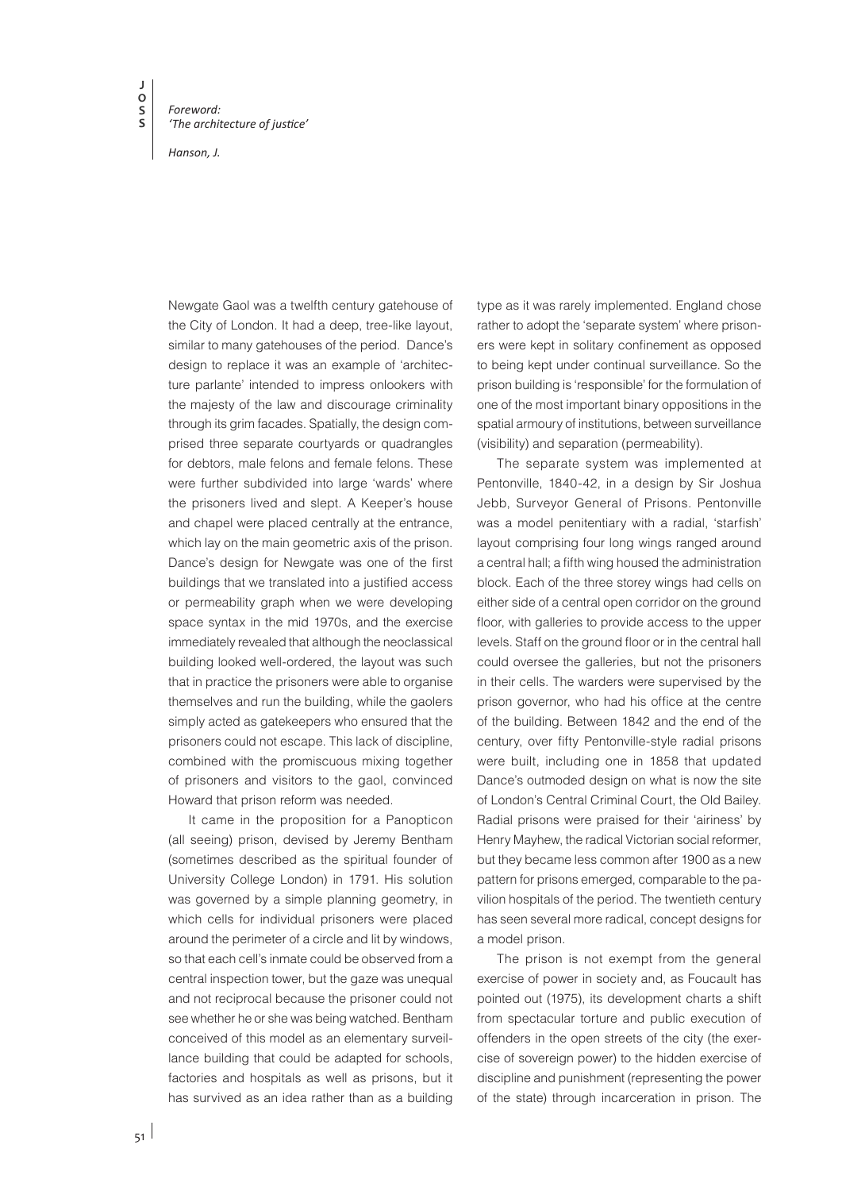Newgate Gaol was a twelfth century gatehouse of the City of London. It had a deep, tree-like layout, similar to many gatehouses of the period. Dance's design to replace it was an example of 'architecture parlante' intended to impress onlookers with the majesty of the law and discourage criminality through its grim facades. Spatially, the design comprised three separate courtyards or quadrangles for debtors, male felons and female felons. These were further subdivided into large 'wards' where the prisoners lived and slept. A Keeper's house and chapel were placed centrally at the entrance, which lay on the main geometric axis of the prison. Dance's design for Newgate was one of the first buildings that we translated into a justified access or permeability graph when we were developing space syntax in the mid 1970s, and the exercise immediately revealed that although the neoclassical building looked well-ordered, the layout was such that in practice the prisoners were able to organise themselves and run the building, while the gaolers simply acted as gatekeepers who ensured that the prisoners could not escape. This lack of discipline, combined with the promiscuous mixing together of prisoners and visitors to the gaol, convinced Howard that prison reform was needed.

It came in the proposition for a Panopticon (all seeing) prison, devised by Jeremy Bentham (sometimes described as the spiritual founder of University College London) in 1791. His solution was governed by a simple planning geometry, in which cells for individual prisoners were placed around the perimeter of a circle and lit by windows, so that each cell's inmate could be observed from a central inspection tower, but the gaze was unequal and not reciprocal because the prisoner could not see whether he or she was being watched. Bentham conceived of this model as an elementary surveillance building that could be adapted for schools, factories and hospitals as well as prisons, but it has survived as an idea rather than as a building type as it was rarely implemented. England chose rather to adopt the 'separate system' where prisoners were kept in solitary confinement as opposed to being kept under continual surveillance. So the prison building is 'responsible' for the formulation of one of the most important binary oppositions in the spatial armoury of institutions, between surveillance (visibility) and separation (permeability).

The separate system was implemented at Pentonville, 1840-42, in a design by Sir Joshua Jebb, Surveyor General of Prisons. Pentonville was a model penitentiary with a radial, 'starfish' layout comprising four long wings ranged around a central hall; a fifth wing housed the administration block. Each of the three storey wings had cells on either side of a central open corridor on the ground floor, with galleries to provide access to the upper levels. Staff on the ground floor or in the central hall could oversee the galleries, but not the prisoners in their cells. The warders were supervised by the prison governor, who had his office at the centre of the building. Between 1842 and the end of the century, over fifty Pentonville-style radial prisons were built, including one in 1858 that updated Dance's outmoded design on what is now the site of London's Central Criminal Court, the Old Bailey. Radial prisons were praised for their 'airiness' by Henry Mayhew, the radical Victorian social reformer, but they became less common after 1900 as a new pattern for prisons emerged, comparable to the pavilion hospitals of the period. The twentieth century has seen several more radical, concept designs for a model prison.

The prison is not exempt from the general exercise of power in society and, as Foucault has pointed out (1975), its development charts a shift from spectacular torture and public execution of offenders in the open streets of the city (the exercise of sovereign power) to the hidden exercise of discipline and punishment (representing the power of the state) through incarceration in prison. The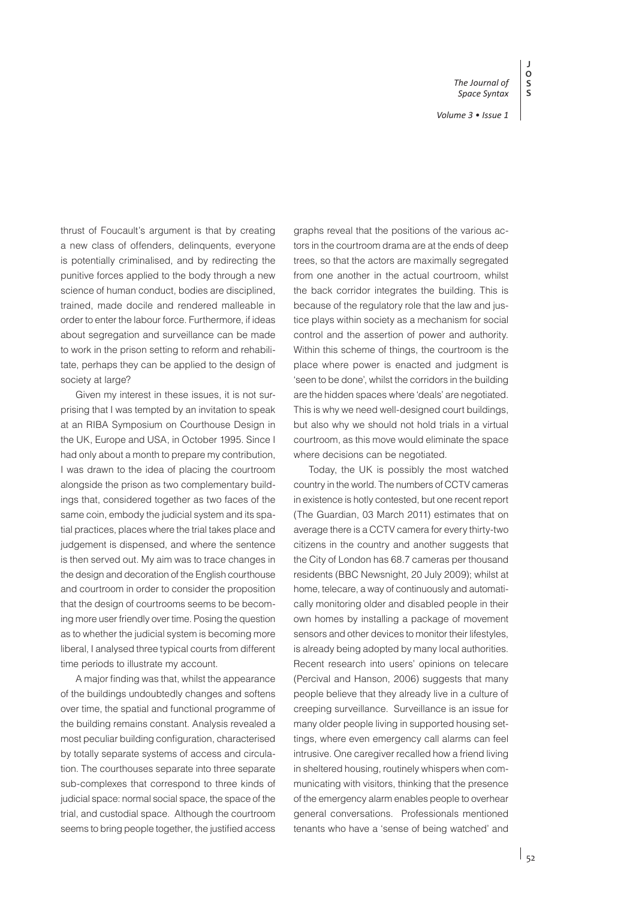thrust of Foucault's argument is that by creating a new class of offenders, delinquents, everyone is potentially criminalised, and by redirecting the punitive forces applied to the body through a new science of human conduct, bodies are disciplined, trained, made docile and rendered malleable in order to enter the labour force. Furthermore, if ideas about segregation and surveillance can be made to work in the prison setting to reform and rehabilitate, perhaps they can be applied to the design of society at large?

Given my interest in these issues, it is not surprising that I was tempted by an invitation to speak at an RIBA Symposium on Courthouse Design in the UK, Europe and USA, in October 1995. Since I had only about a month to prepare my contribution, I was drawn to the idea of placing the courtroom alongside the prison as two complementary buildings that, considered together as two faces of the same coin, embody the judicial system and its spatial practices, places where the trial takes place and judgement is dispensed, and where the sentence is then served out. My aim was to trace changes in the design and decoration of the English courthouse and courtroom in order to consider the proposition that the design of courtrooms seems to be becoming more user friendly over time. Posing the question as to whether the judicial system is becoming more liberal, I analysed three typical courts from different time periods to illustrate my account.

A major finding was that, whilst the appearance of the buildings undoubtedly changes and softens over time, the spatial and functional programme of the building remains constant. Analysis revealed a most peculiar building configuration, characterised by totally separate systems of access and circulation. The courthouses separate into three separate sub-complexes that correspond to three kinds of judicial space: normal social space, the space of the trial, and custodial space. Although the courtroom seems to bring people together, the justified access graphs reveal that the positions of the various actors in the courtroom drama are at the ends of deep trees, so that the actors are maximally segregated from one another in the actual courtroom, whilst the back corridor integrates the building. This is because of the regulatory role that the law and justice plays within society as a mechanism for social control and the assertion of power and authority. Within this scheme of things, the courtroom is the place where power is enacted and judgment is 'seen to be done', whilst the corridors in the building are the hidden spaces where 'deals' are negotiated. This is why we need well-designed court buildings, but also why we should not hold trials in a virtual courtroom, as this move would eliminate the space where decisions can be negotiated.

Today, the UK is possibly the most watched country in the world. The numbers of CCTV cameras in existence is hotly contested, but one recent report (The Guardian, 03 March 2011) estimates that on average there is a CCTV camera for every thirty-two citizens in the country and another suggests that the City of London has 68.7 cameras per thousand residents (BBC Newsnight, 20 July 2009); whilst at home, telecare, a way of continuously and automatically monitoring older and disabled people in their own homes by installing a package of movement sensors and other devices to monitor their lifestyles, is already being adopted by many local authorities. Recent research into users' opinions on telecare (Percival and Hanson, 2006) suggests that many people believe that they already live in a culture of creeping surveillance. Surveillance is an issue for many older people living in supported housing settings, where even emergency call alarms can feel intrusive. One caregiver recalled how a friend living in sheltered housing, routinely whispers when communicating with visitors, thinking that the presence of the emergency alarm enables people to overhear general conversations. Professionals mentioned tenants who have a 'sense of being watched' and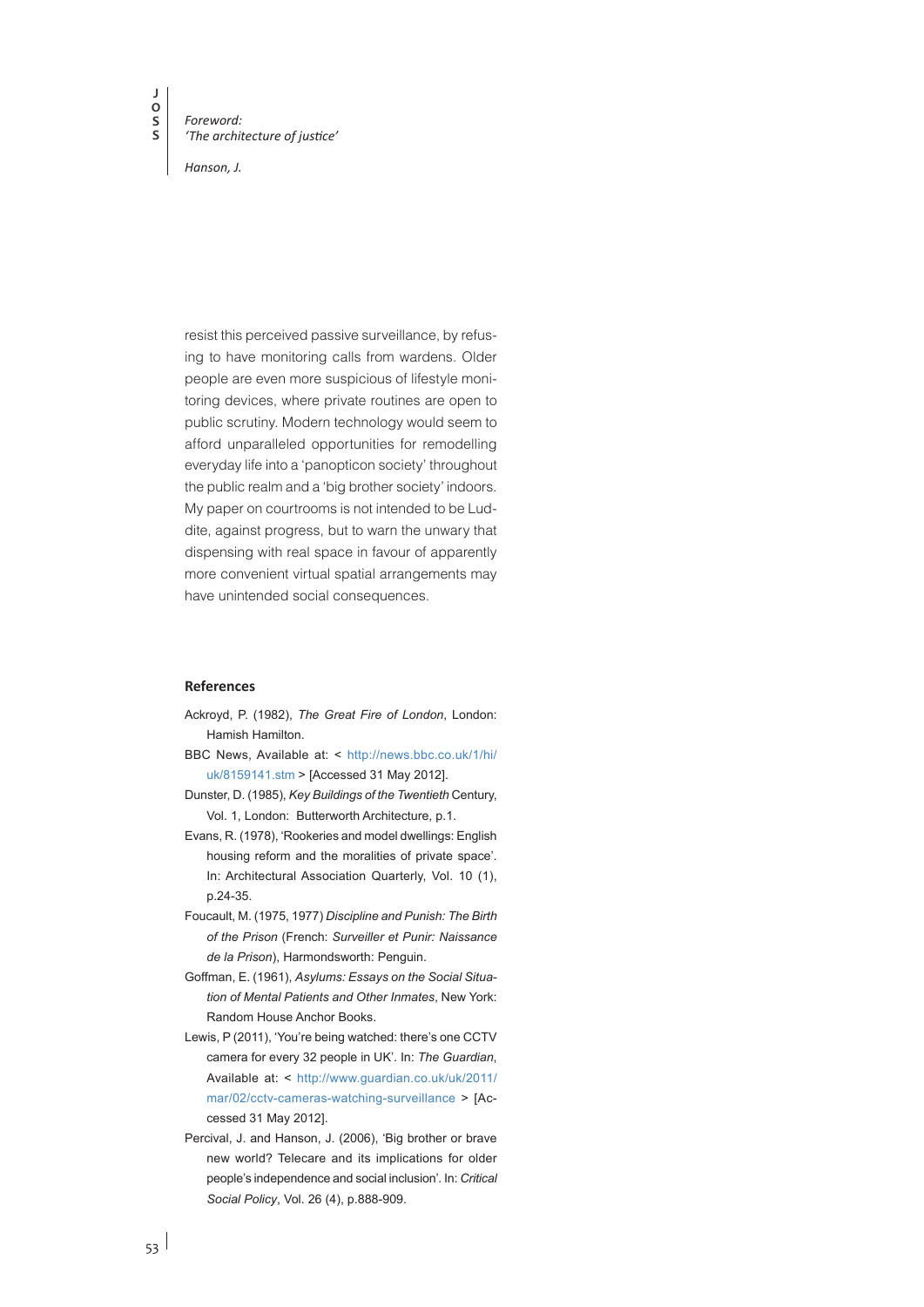resist this perceived passive surveillance, by refusing to have monitoring calls from wardens. Older people are even more suspicious of lifestyle monitoring devices, where private routines are open to public scrutiny. Modern technology would seem to afford unparalleled opportunities for remodelling everyday life into a 'panopticon society' throughout the public realm and a 'big brother society' indoors. My paper on courtrooms is not intended to be Luddite, against progress, but to warn the unwary that dispensing with real space in favour of apparently more convenient virtual spatial arrangements may have unintended social consequences.

## References

Ackroyd, P. (1982), *The Great Fire of London*, London: Hamish Hamilton.

BBC News, Available at: < http://news.bbc.co.uk/1/hi/uk/8159141.stm > [Accessed 31 May 2012].

Dunster, D. (1985), *Key Buildings of the Twentieth* Century, Vol. 1, London: Butterworth Architecture, p.1.

Evans, R. (1978), 'Rookeries and model dwellings: English housing reform and the moralities of private space'. In: Architectural Association Quarterly, Vol. 10 (1), p.24-35.

Foucault, M. (1975, 1977) *Discipline and Punish: The Birth of the Prison* (French: *Surveiller et Punir: Naissance de la Prison*), Harmondsworth: Penguin.

Goffman, E. (1961), *Asylums: Essays on the Social Situation of Mental Patients and Other Inmates*, New York: Random House Anchor Books.

Lewis, P (2011), 'You're being watched: there's one CCTV camera for every 32 people in UK'. In: *The Guardian*, Available at: < http://www.guardian.co.uk/uk/2011/mar/02/cctv-cameras-watching-surveillance > [Accessed 31 May 2012].

Percival, J. and Hanson, J. (2006), 'Big brother or brave new world? Telecare and its implications for older people's independence and social inclusion'. In: *Critical Social Policy*, Vol. 26 (4), p.888-909.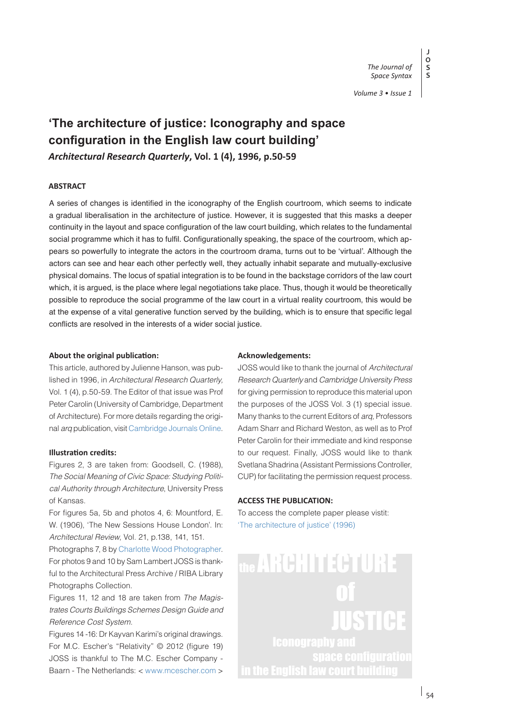# 'The architecture of justice: Iconography and space configuration in the English law court building'

***Architectural Research Quarterly*, Vol. 1 (4), 1996, p.50-59**

### ABSTRACT

A series of changes is identified in the iconography of the English courtroom, which seems to indicate a gradual liberalisation in the architecture of justice. However, it is suggested that this masks a deeper continuity in the layout and space configuration of the law court building, which relates to the fundamental social programme which it has to fulfil. Configurationally speaking, the space of the courtroom, which appears so powerfully to integrate the actors in the courtroom drama, turns out to be 'virtual'. Although the actors can see and hear each other perfectly well, they actually inhabit separate and mutually-exclusive physical domains. The locus of spatial integration is to be found in the backstage corridors of the law court which, it is argued, is the place where legal negotiations take place. Thus, though it would be theoretically possible to reproduce the social programme of the law court in a virtual reality courtroom, this would be at the expense of a vital generative function served by the building, which is to ensure that specific legal conflicts are resolved in the interests of a wider social justice.

#### About the original publication:

This article, authored by Julienne Hanson, was published in 1996, in *Architectural Research Quarterly,* Vol. 1 (4), p.50-59. The Editor of that issue was Prof Peter Carolin (University of Cambridge, Department of Architecture). For more details regarding the original *arq* publication, visit Cambridge Journals Online.

#### Illustration credits:

Figures 2, 3 are taken from: Goodsell, C. (1988), *The Social Meaning of Civic Space: Studying Political Authority through Architecture*, University Press of Kansas.

For figures 5a, 5b and photos 4, 6: Mountford, E. W. (1906), 'The New Sessions House London'. In: *Architectural Review*, Vol. 21, p.138, 141, 151.

Photographs 7, 8 by Charlotte Wood Photographer.

For photos 9 and 10 by Sam Lambert JOSS is thankful to the Architectural Press Archive / RIBA Library Photographs Collection.

Figures 11, 12 and 18 are taken from *The Magistrates Courts Buildings Schemes Design Guide and Reference Cost System.*

Figures 14 -16: Dr Kayvan Karimi's original drawings.

For M.C. Escher's "Relativity" © 2012 (figure 19) JOSS is thankful to The M.C. Escher Company - Baarn - The Netherlands: < www.mcescher.com >

#### Acknowledgements:

JOSS would like to thank the journal of *Architectural Research Quarterly* and *Cambridge University Press* for giving permission to reproduce this material upon the purposes of the JOSS Vol. 3 (1) special issue. Many thanks to the current Editors of *arq,* Professors Adam Sharr and Richard Weston, as well as to Prof Peter Carolin for their immediate and kind response to our request. Finally, JOSS would like to thank Svetlana Shadrina (Assistant Permissions Controller, CUP) for facilitating the permission request process.

#### ACCESS THE PUBLICATION:

To access the complete paper please visitit:
'The architecture of justice' (1996)

the ARCHITECTURE of JUSTICE
Iconography and space configuration in the English law court building